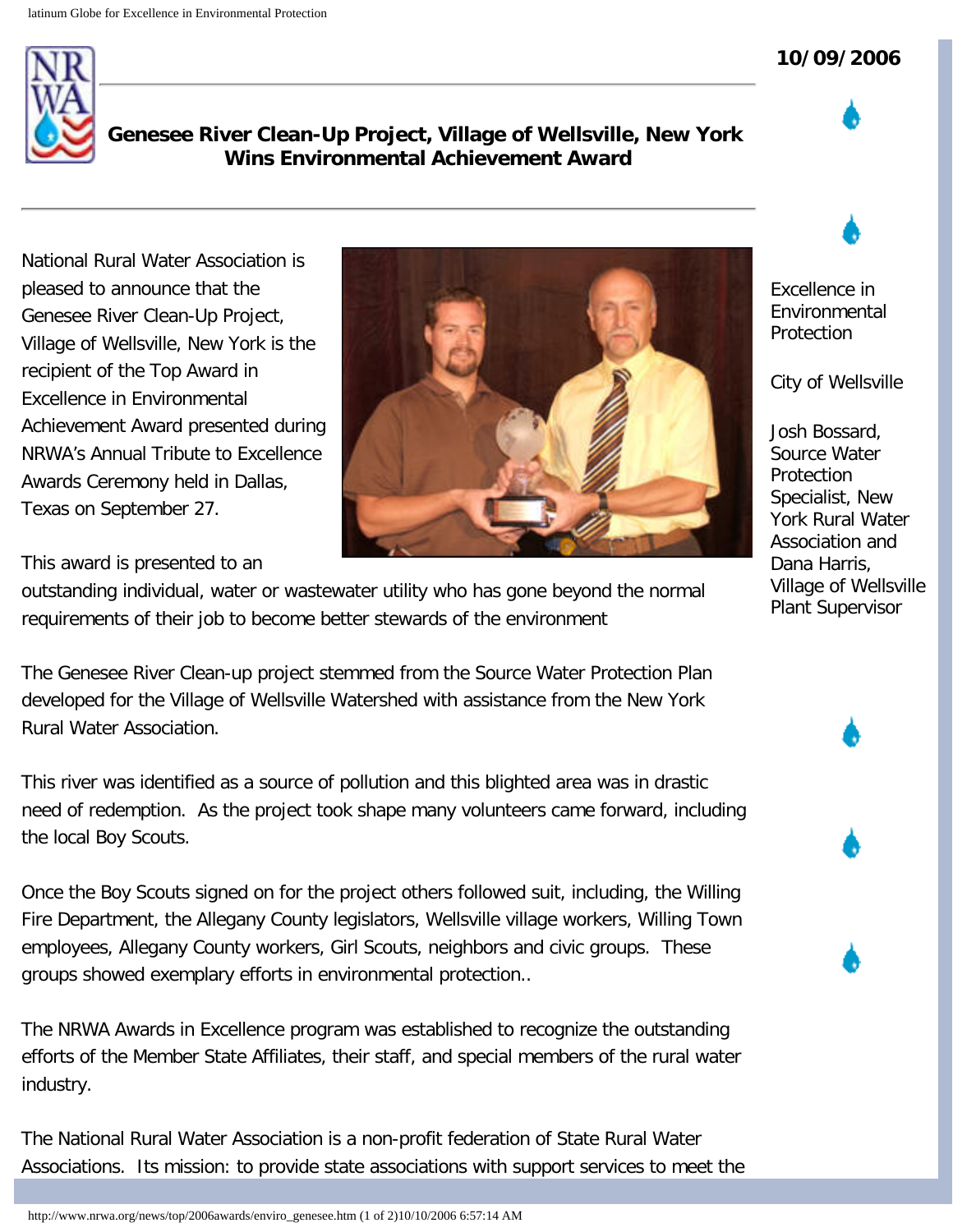10/09/2006

# Genesee River Clean-Up Project, Village of Wellsville, New York Wins Environmental Achievement Award

National Rural Water Association is pleased to announce that the Genesee River Clean-Up Project, Village of Wellsville, New York is the recipient of the Top Award in Excellence in Environmental Achievement Award presented during NRWA's Annual Tribute to Excellence Awards Ceremony held in Dallas, Texas on September 27.

Excellence in Environmental Protection

City of Wellsville

Josh Bossard, Source Water Protection Specialist, New York Rural Water Association and Dana Harris, Village of Wellsville Plant Supervisor

This award is presented to an outstanding individual, water or wastewater utility who has gone beyond the normal requirements of their job to become better stewards of the environment

The Genesee River Clean-up project stemmed from the Source Water Protection Plan developed for the Village of Wellsville Watershed with assistance from the New York Rural Water Association.

This river was identified as a source of pollution and this blighted area was in drastic need of redemption. As the project took shape many volunteers came forward, including the local Boy Scouts.

Once the Boy Scouts signed on for the project others followed suit, including, the Willing Fire Department, the Allegany County legislators, Wellsville village workers, Willing Town employees, Allegany County workers, Girl Scouts, neighbors and civic groups. These groups showed exemplary efforts in environmental protection..

The NRWA Awards in Excellence program was established to recognize the outstanding efforts of the Member State Affiliates, their staff, and special members of the rural water industry.

The National Rural Water Association is a non-profit federation of State Rural Water Associations. Its mission: to provide state associations with support services to meet the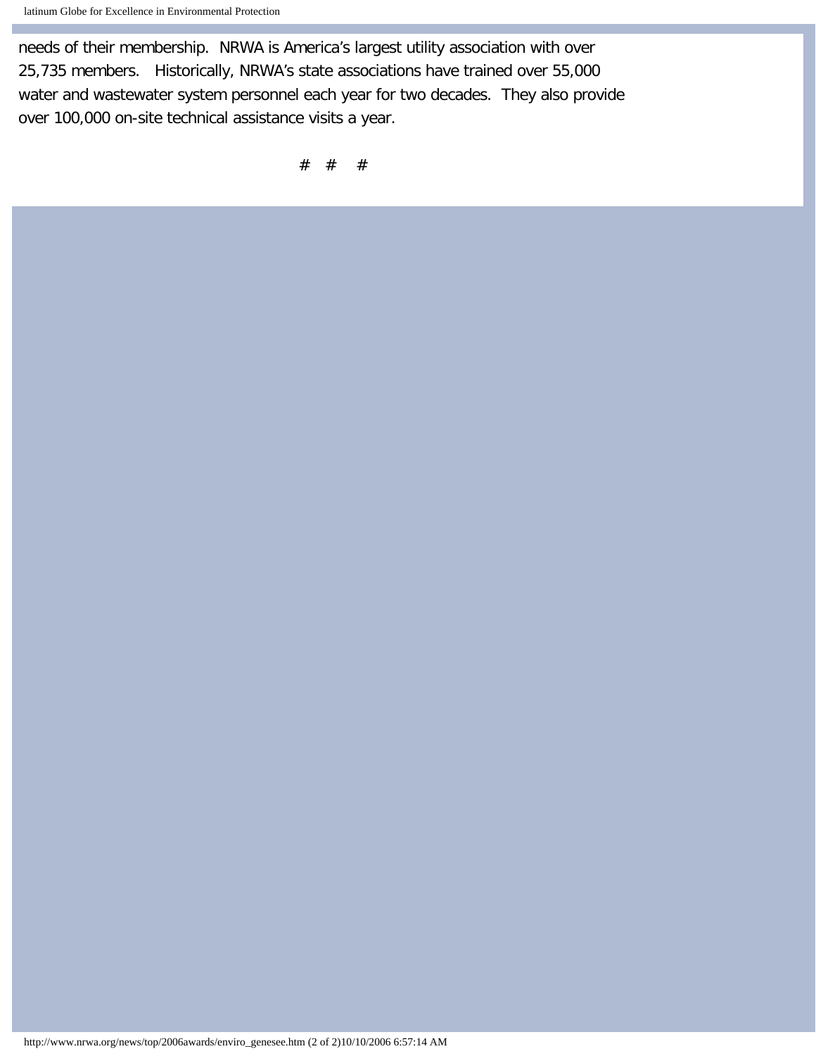needs of their membership. NRWA is America's largest utility association with over 25,735 members. Historically, NRWA's state associations have trained over 55,000 water and wastewater system personnel each year for two decades. They also provide over 100,000 on-site technical assistance visits a year.

# # #